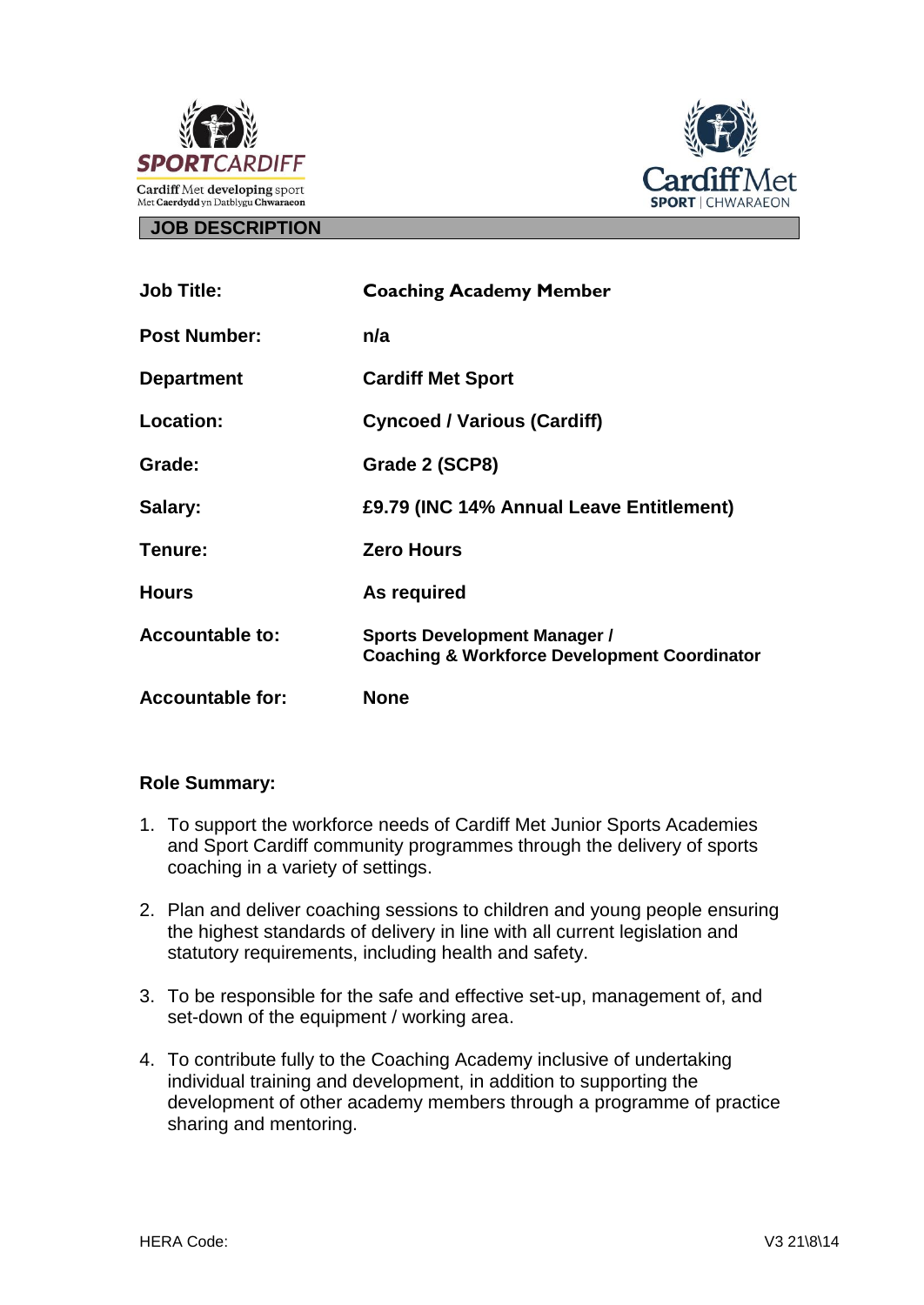SPORTCARDIFF
Cardiff Met developing sport
Met Caerdydd yn Datblygu Chwaraeon

Cardiff Met
SPORT | CHWARAEON

## JOB DESCRIPTION

| | |
|---|---|
| **Job Title:** | **Coaching Academy Member** |
| **Post Number:** | **n/a** |
| **Department** | **Cardiff Met Sport** |
| **Location:** | **Cyncoed / Various (Cardiff)** |
| **Grade:** | **Grade 2 (SCP8)** |
| **Salary:** | **£9.79 (INC 14% Annual Leave Entitlement)** |
| **Tenure:** | **Zero Hours** |
| **Hours** | **As required** |
| **Accountable to:** | **Sports Development Manager / Coaching & Workforce Development Coordinator** |
| **Accountable for:** | **None** |

### Role Summary:

1. To support the workforce needs of Cardiff Met Junior Sports Academies and Sport Cardiff community programmes through the delivery of sports coaching in a variety of settings.

2. Plan and deliver coaching sessions to children and young people ensuring the highest standards of delivery in line with all current legislation and statutory requirements, including health and safety.

3. To be responsible for the safe and effective set-up, management of, and set-down of the equipment / working area.

4. To contribute fully to the Coaching Academy inclusive of undertaking individual training and development, in addition to supporting the development of other academy members through a programme of practice sharing and mentoring.

HERA Code:

V3 21\8\14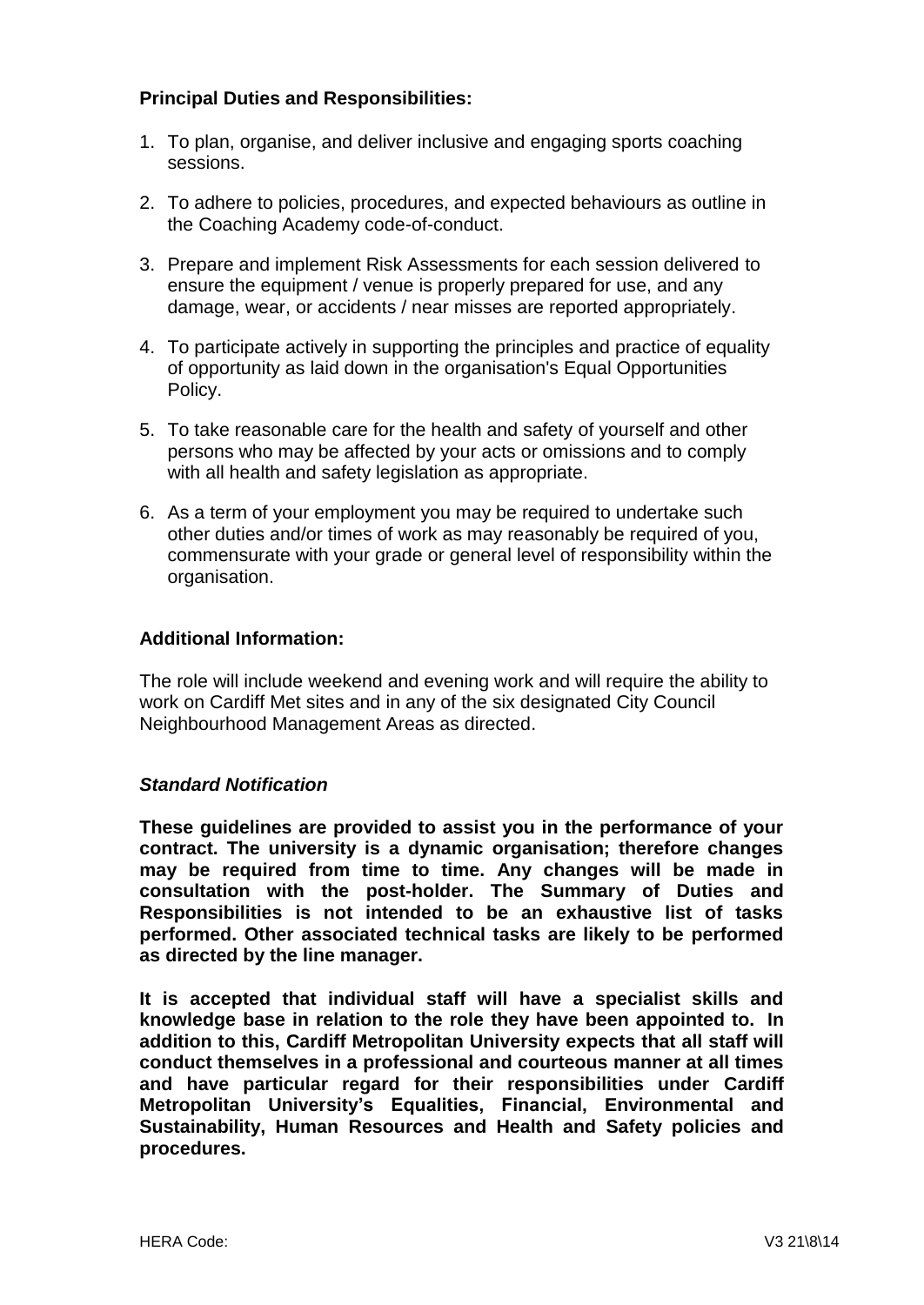### Principal Duties and Responsibilities:

1. To plan, organise, and deliver inclusive and engaging sports coaching sessions.
2. To adhere to policies, procedures, and expected behaviours as outline in the Coaching Academy code-of-conduct.
3. Prepare and implement Risk Assessments for each session delivered to ensure the equipment / venue is properly prepared for use, and any damage, wear, or accidents / near misses are reported appropriately.
4. To participate actively in supporting the principles and practice of equality of opportunity as laid down in the organisation's Equal Opportunities Policy.
5. To take reasonable care for the health and safety of yourself and other persons who may be affected by your acts or omissions and to comply with all health and safety legislation as appropriate.
6. As a term of your employment you may be required to undertake such other duties and/or times of work as may reasonably be required of you, commensurate with your grade or general level of responsibility within the organisation.

### Additional Information:

The role will include weekend and evening work and will require the ability to work on Cardiff Met sites and in any of the six designated City Council Neighbourhood Management Areas as directed.

#### *Standard Notification*

**These guidelines are provided to assist you in the performance of your contract. The university is a dynamic organisation; therefore changes may be required from time to time. Any changes will be made in consultation with the post-holder. The Summary of Duties and Responsibilities is not intended to be an exhaustive list of tasks performed. Other associated technical tasks are likely to be performed as directed by the line manager.**

**It is accepted that individual staff will have a specialist skills and knowledge base in relation to the role they have been appointed to. In addition to this, Cardiff Metropolitan University expects that all staff will conduct themselves in a professional and courteous manner at all times and have particular regard for their responsibilities under Cardiff Metropolitan University's Equalities, Financial, Environmental and Sustainability, Human Resources and Health and Safety policies and procedures.**

HERA Code: V3 21\8\14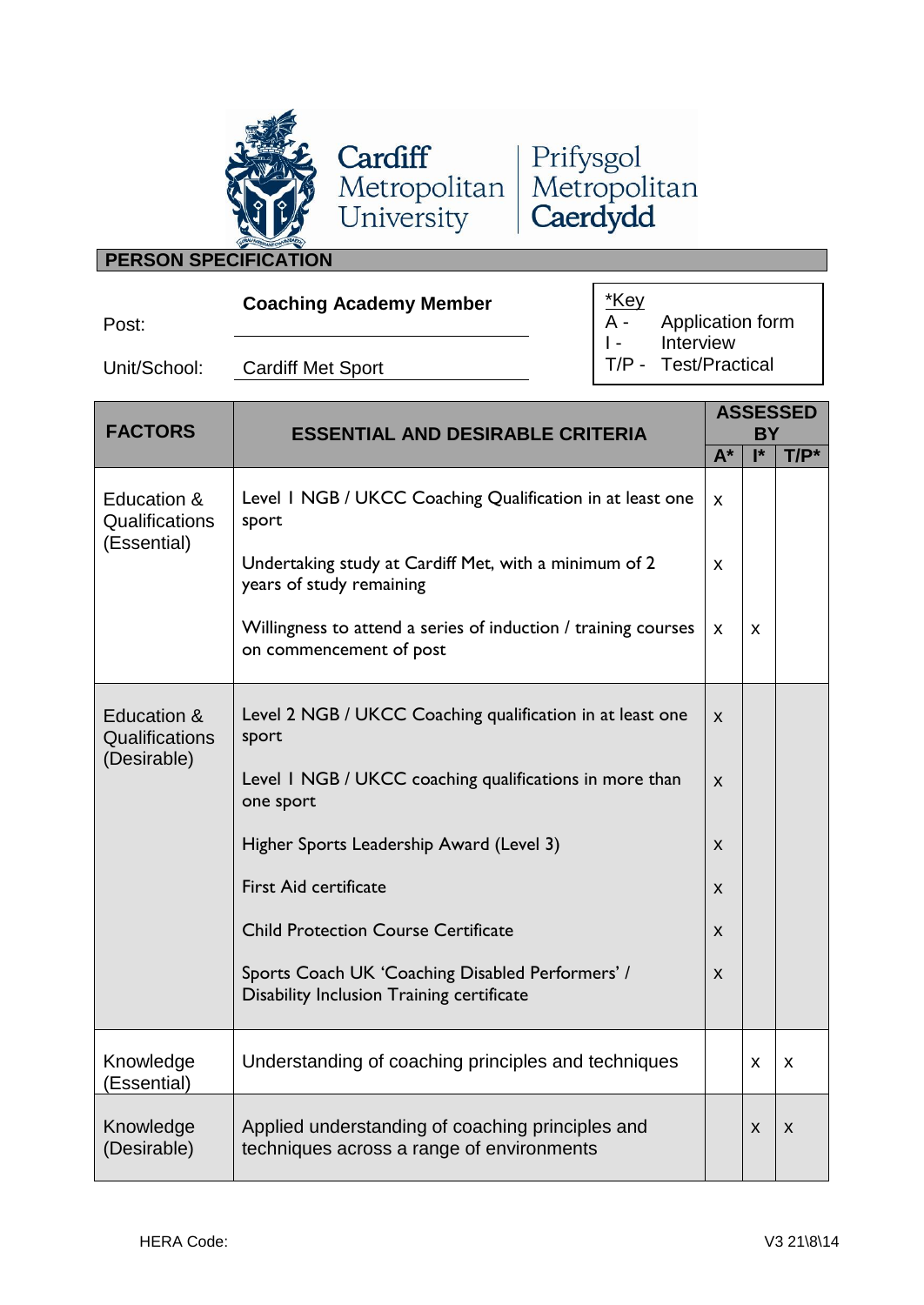## PERSON SPECIFICATION

Post: **Coaching Academy Member**

Unit/School: Cardiff Met Sport

*Key
A - Application form
I - Interview
T/P - Test/Practical

| FACTORS | ESSENTIAL AND DESIRABLE CRITERIA | ASSESSED BY | | |
|---|---|---|---|---|
| | | A* | I* | T/P* |
| Education & Qualifications (Essential) | Level 1 NGB / UKCC Coaching Qualification in at least one sport | x | | |
| | Undertaking study at Cardiff Met, with a minimum of 2 years of study remaining | x | | |
| | Willingness to attend a series of induction / training courses on commencement of post | x | x | |
| Education & Qualifications (Desirable) | Level 2 NGB / UKCC Coaching qualification in at least one sport | x | | |
| | Level 1 NGB / UKCC coaching qualifications in more than one sport | x | | |
| | Higher Sports Leadership Award (Level 3) | x | | |
| | First Aid certificate | x | | |
| | Child Protection Course Certificate | x | | |
| | Sports Coach UK 'Coaching Disabled Performers' / Disability Inclusion Training certificate | x | | |
| Knowledge (Essential) | Understanding of coaching principles and techniques | | x | x |
| Knowledge (Desirable) | Applied understanding of coaching principles and techniques across a range of environments | | x | x |

HERA Code:

V3 21\8\14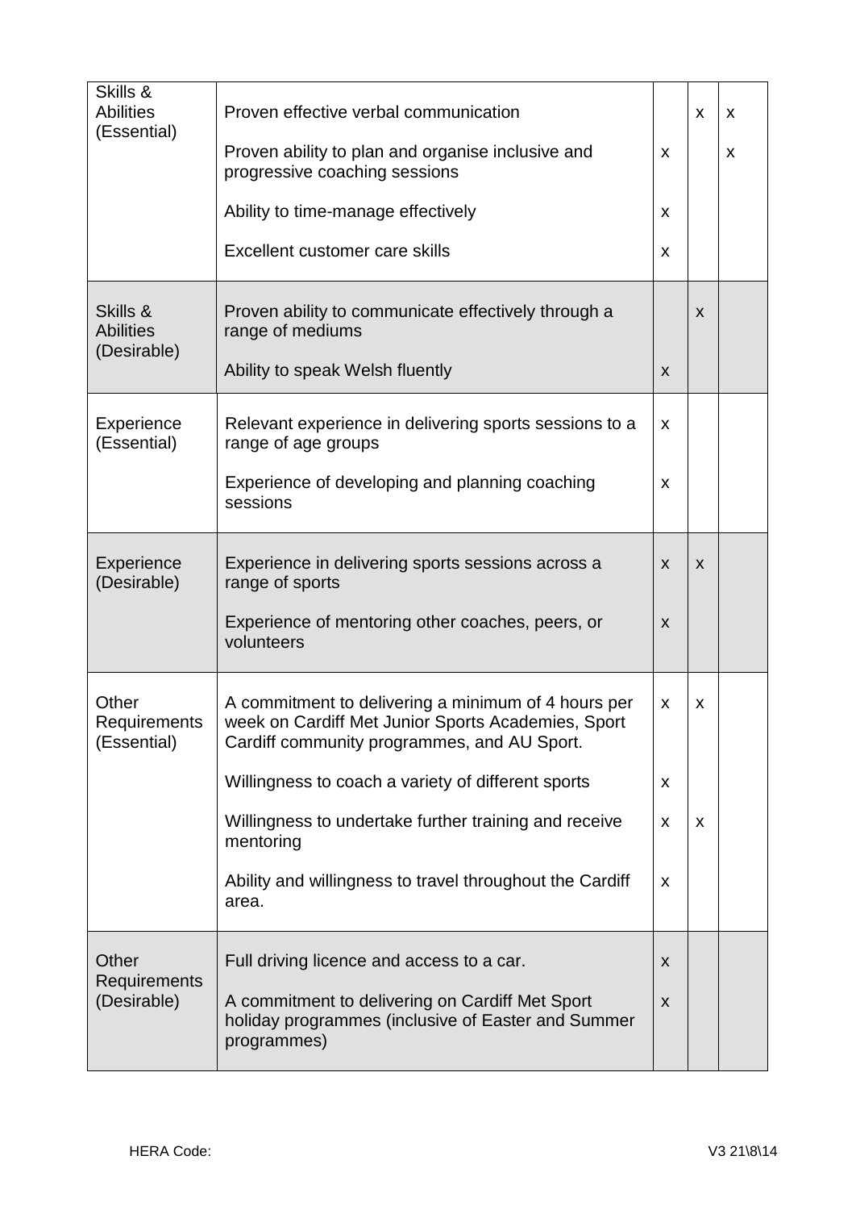| | | | | |
|---|---|---|---|---|
| Skills & Abilities (Essential) | Proven effective verbal communication | | x | x |
| | Proven ability to plan and organise inclusive and progressive coaching sessions | x | | x |
| | Ability to time-manage effectively | x | | |
| | Excellent customer care skills | x | | |
| Skills & Abilities (Desirable) | Proven ability to communicate effectively through a range of mediums | | x | |
| | Ability to speak Welsh fluently | x | | |
| Experience (Essential) | Relevant experience in delivering sports sessions to a range of age groups | x | | |
| | Experience of developing and planning coaching sessions | x | | |
| Experience (Desirable) | Experience in delivering sports sessions across a range of sports | x | x | |
| | Experience of mentoring other coaches, peers, or volunteers | x | | |
| Other Requirements (Essential) | A commitment to delivering a minimum of 4 hours per week on Cardiff Met Junior Sports Academies, Sport Cardiff community programmes, and AU Sport. | x | x | |
| | Willingness to coach a variety of different sports | x | | |
| | Willingness to undertake further training and receive mentoring | x | x | |
| | Ability and willingness to travel throughout the Cardiff area. | x | | |
| Other Requirements (Desirable) | Full driving licence and access to a car. | x | | |
| | A commitment to delivering on Cardiff Met Sport holiday programmes (inclusive of Easter and Summer programmes) | x | | |

HERA Code:

V3 21\8\14